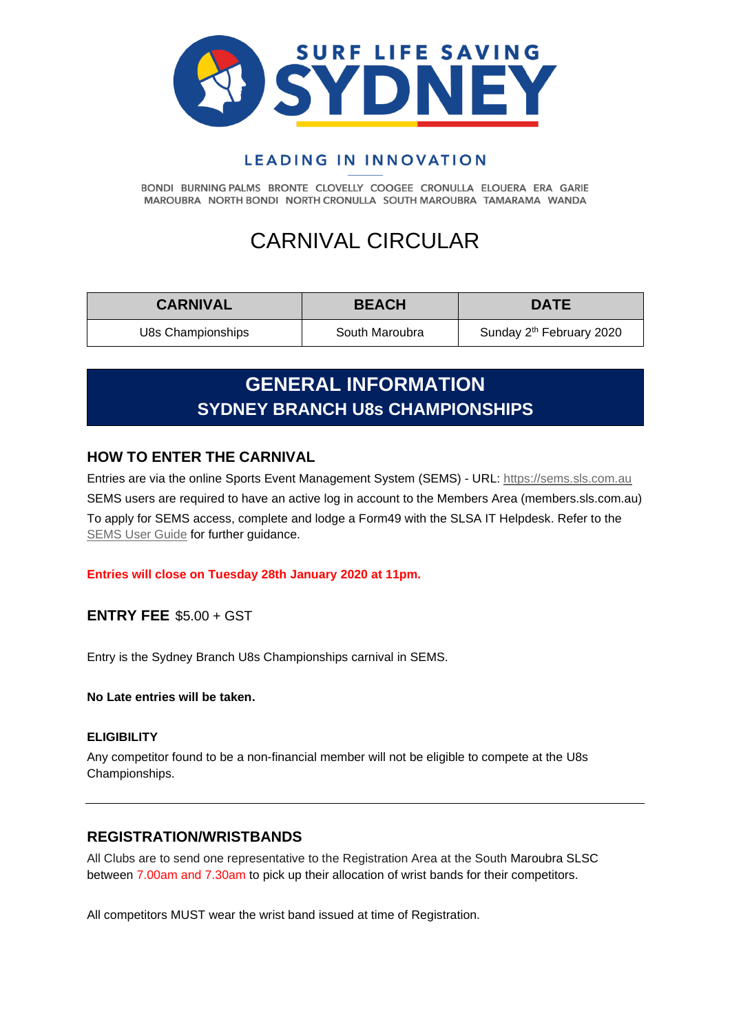SURF LIFE SAVING SYDNEY

LEADING IN INNOVATION

BONDI BURNING PALMS BRONTE CLOVELLY COOGEE CRONULLA ELOUERA ERA GARIE MAROUBRA NORTH BONDI NORTH CRONULLA SOUTH MAROUBRA TAMARAMA WANDA

# CARNIVAL CIRCULAR

| CARNIVAL | BEACH | DATE |
|---|---|---|
| U8s Championships | South Maroubra | Sunday 2th February 2020 |

## GENERAL INFORMATION
## SYDNEY BRANCH U8s CHAMPIONSHIPS

### HOW TO ENTER THE CARNIVAL

Entries are via the online Sports Event Management System (SEMS) - URL: https://sems.sls.com.au
SEMS users are required to have an active log in account to the Members Area (members.sls.com.au)
To apply for SEMS access, complete and lodge a Form49 with the SLSA IT Helpdesk. Refer to the SEMS User Guide for further guidance.

**Entries will close on Tuesday 28th January 2020 at 11pm.**

**ENTRY FEE** $5.00 + GST

Entry is the Sydney Branch U8s Championships carnival in SEMS.

**No Late entries will be taken.**

**ELIGIBILITY**

Any competitor found to be a non-financial member will not be eligible to compete at the U8s Championships.

---

### REGISTRATION/WRISTBANDS

All Clubs are to send one representative to the Registration Area at the South Maroubra SLSC between 7.00am and 7.30am to pick up their allocation of wrist bands for their competitors.

All competitors MUST wear the wrist band issued at time of Registration.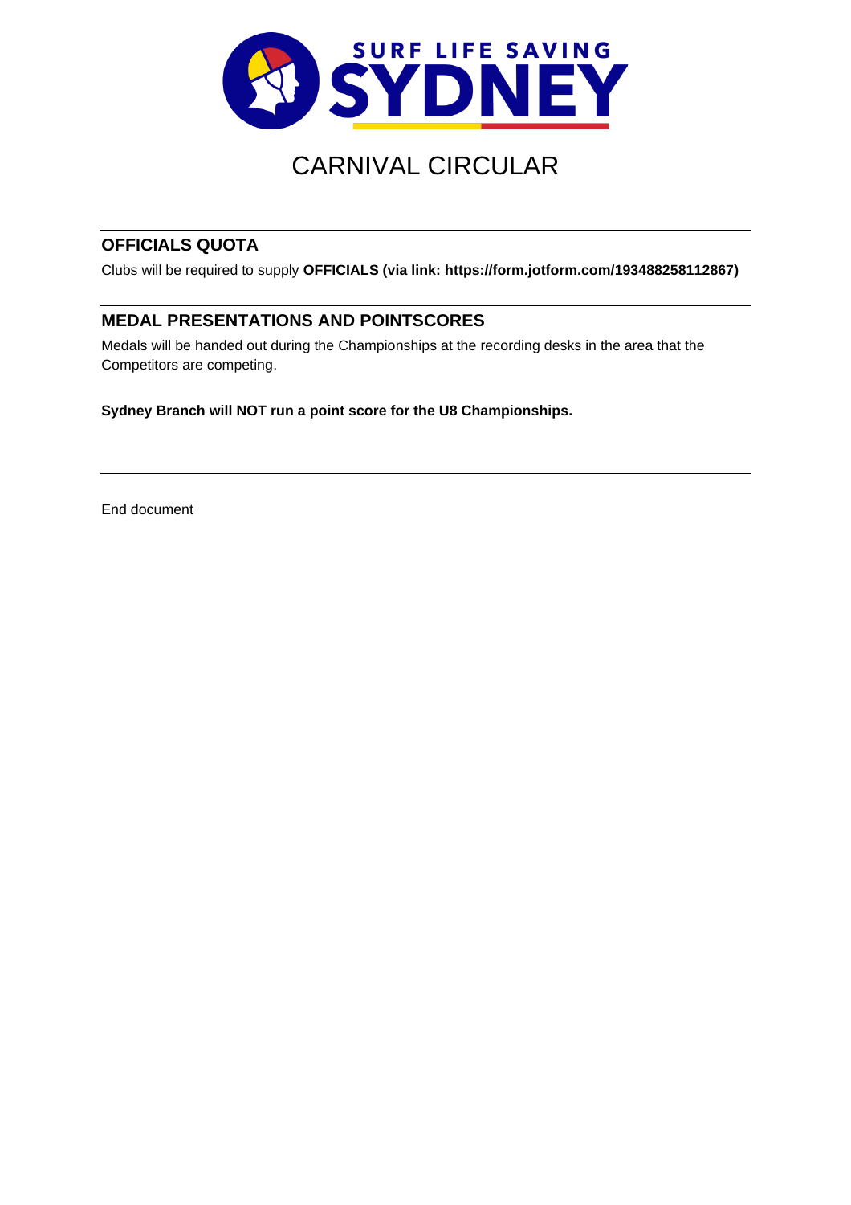# CARNIVAL CIRCULAR

## OFFICIALS QUOTA

Clubs will be required to supply **OFFICIALS (via link: https://form.jotform.com/193488258112867)**

## MEDAL PRESENTATIONS AND POINTSCORES

Medals will be handed out during the Championships at the recording desks in the area that the Competitors are competing.

**Sydney Branch will NOT run a point score for the U8 Championships.**

End document